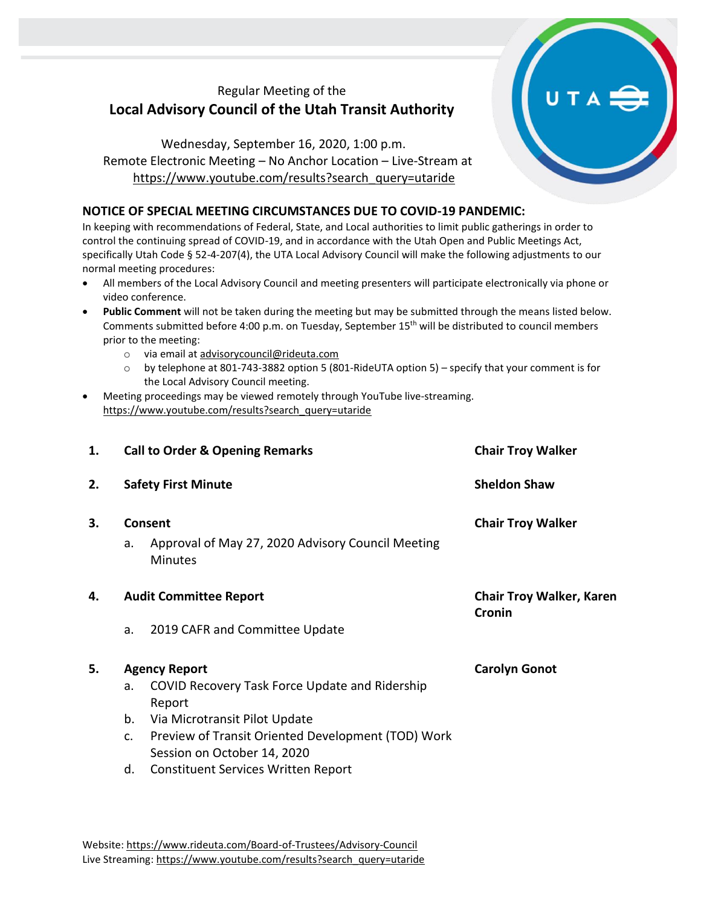Regular Meeting of the

# Local Advisory Council of the Utah Transit Authority

Wednesday, September 16, 2020, 1:00 p.m.
Remote Electronic Meeting – No Anchor Location – Live-Stream at
https://www.youtube.com/results?search_query=utaride

## NOTICE OF SPECIAL MEETING CIRCUMSTANCES DUE TO COVID-19 PANDEMIC:

In keeping with recommendations of Federal, State, and Local authorities to limit public gatherings in order to control the continuing spread of COVID-19, and in accordance with the Utah Open and Public Meetings Act, specifically Utah Code § 52-4-207(4), the UTA Local Advisory Council will make the following adjustments to our normal meeting procedures:

- All members of the Local Advisory Council and meeting presenters will participate electronically via phone or video conference.
- **Public Comment** will not be taken during the meeting but may be submitted through the means listed below. Comments submitted before 4:00 p.m. on Tuesday, September 15th will be distributed to council members prior to the meeting:
  - via email at advisorycouncil@rideuta.com
  - by telephone at 801-743-3882 option 5 (801-RideUTA option 5) – specify that your comment is for the Local Advisory Council meeting.
- Meeting proceedings may be viewed remotely through YouTube live-streaming. https://www.youtube.com/results?search_query=utaride

| | | |
|---|---|---|
| **1.** | **Call to Order & Opening Remarks** | **Chair Troy Walker** |
| **2.** | **Safety First Minute** | **Sheldon Shaw** |
| **3.** | **Consent**<br>a. Approval of May 27, 2020 Advisory Council Meeting Minutes | **Chair Troy Walker** |
| **4.** | **Audit Committee Report**<br>a. 2019 CAFR and Committee Update | **Chair Troy Walker, Karen Cronin** |
| **5.** | **Agency Report**<br>a. COVID Recovery Task Force Update and Ridership Report<br>b. Via Microtransit Pilot Update<br>c. Preview of Transit Oriented Development (TOD) Work Session on October 14, 2020<br>d. Constituent Services Written Report | **Carolyn Gonot** |

Website: https://www.rideuta.com/Board-of-Trustees/Advisory-Council
Live Streaming: https://www.youtube.com/results?search_query=utaride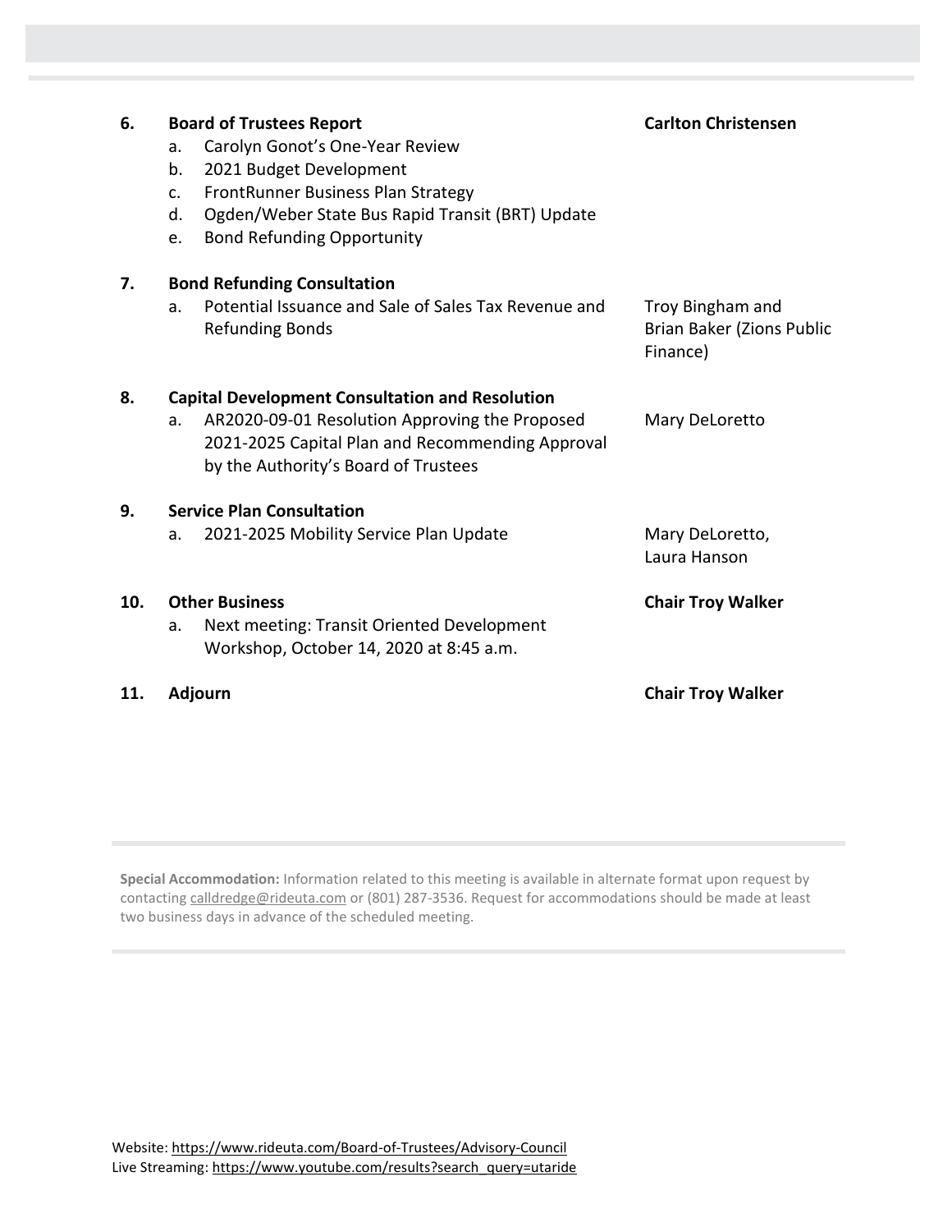6. **Board of Trustees Report** — **Carlton Christensen**
    a. Carolyn Gonot's One-Year Review
    b. 2021 Budget Development
    c. FrontRunner Business Plan Strategy
    d. Ogden/Weber State Bus Rapid Transit (BRT) Update
    e. Bond Refunding Opportunity

7. **Bond Refunding Consultation**
    a. Potential Issuance and Sale of Sales Tax Revenue and Refunding Bonds — Troy Bingham and Brian Baker (Zions Public Finance)

8. **Capital Development Consultation and Resolution**
    a. AR2020-09-01 Resolution Approving the Proposed 2021-2025 Capital Plan and Recommending Approval by the Authority's Board of Trustees — Mary DeLoretto

9. **Service Plan Consultation**
    a. 2021-2025 Mobility Service Plan Update — Mary DeLoretto, Laura Hanson

10. **Other Business** — **Chair Troy Walker**
    a. Next meeting: Transit Oriented Development Workshop, October 14, 2020 at 8:45 a.m.

11. **Adjourn** — **Chair Troy Walker**

**Special Accommodation:** Information related to this meeting is available in alternate format upon request by contacting calldredge@rideuta.com or (801) 287-3536. Request for accommodations should be made at least two business days in advance of the scheduled meeting.

Website: https://www.rideuta.com/Board-of-Trustees/Advisory-Council
Live Streaming: https://www.youtube.com/results?search_query=utaride